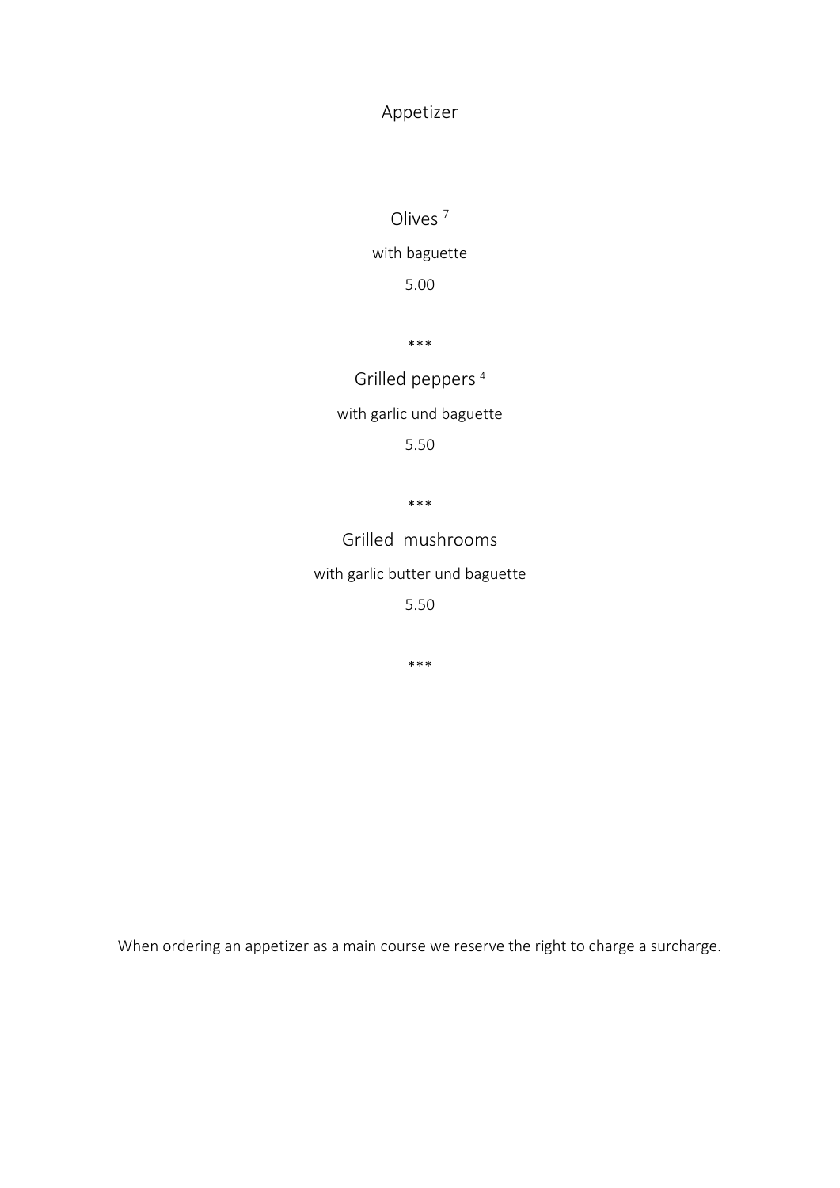# Appetizer

## Olives [7]

with baguette

5.00

***

## Grilled peppers [4]

with garlic und baguette

5.50

***

## Grilled mushrooms

with garlic butter und baguette

5.50

***

When ordering an appetizer as a main course we reserve the right to charge a surcharge.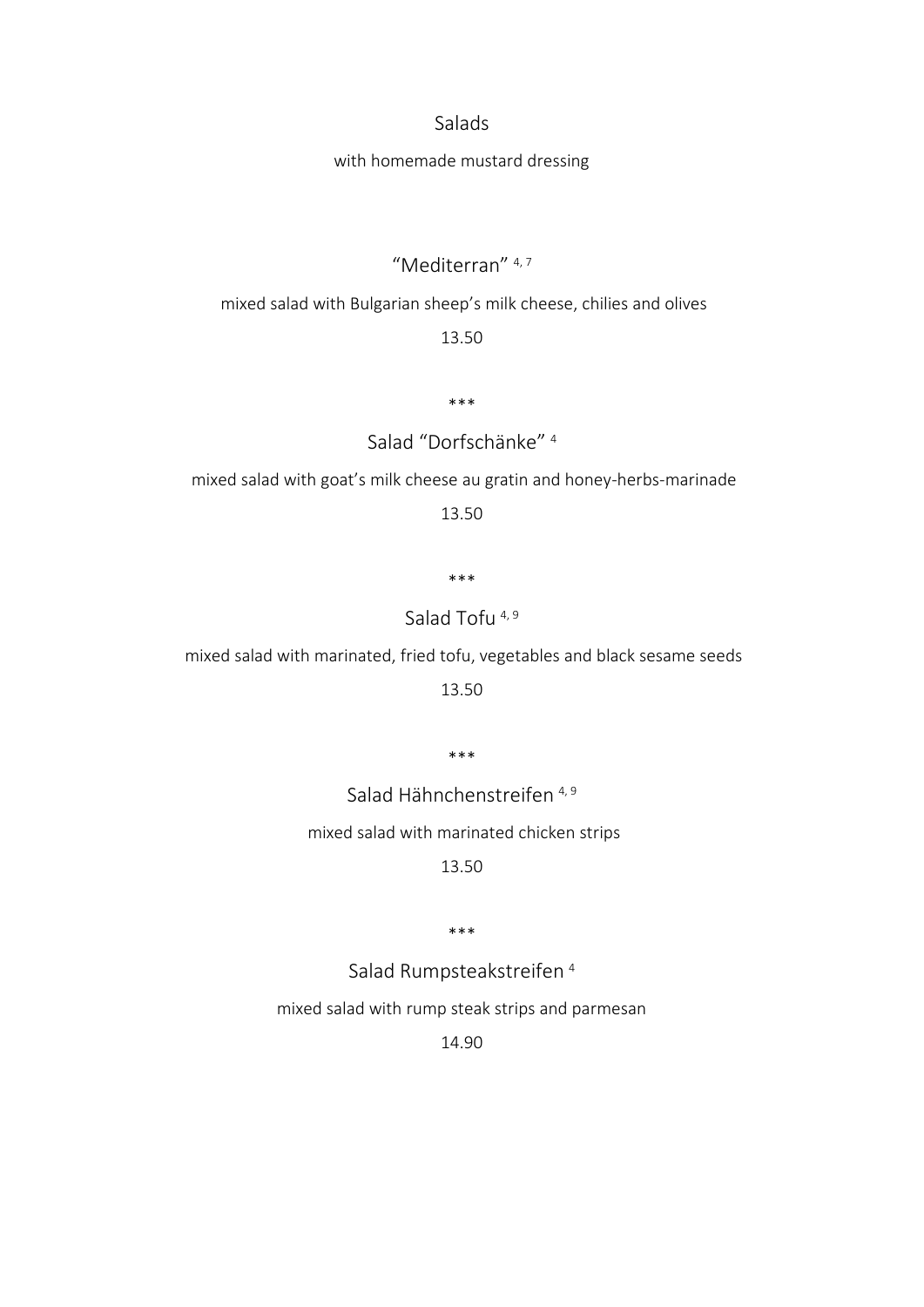# Salads

with homemade mustard dressing

## "Mediterran" [4, 7]

mixed salad with Bulgarian sheep's milk cheese, chilies and olives

13.50

***

## Salad "Dorfschänke" [4]

mixed salad with goat's milk cheese au gratin and honey-herbs-marinade

13.50

***

## Salad Tofu [4, 9]

mixed salad with marinated, fried tofu, vegetables and black sesame seeds

13.50

***

## Salad Hähnchenstreifen [4, 9]

mixed salad with marinated chicken strips

13.50

***

## Salad Rumpsteakstreifen [4]

mixed salad with rump steak strips and parmesan

14.90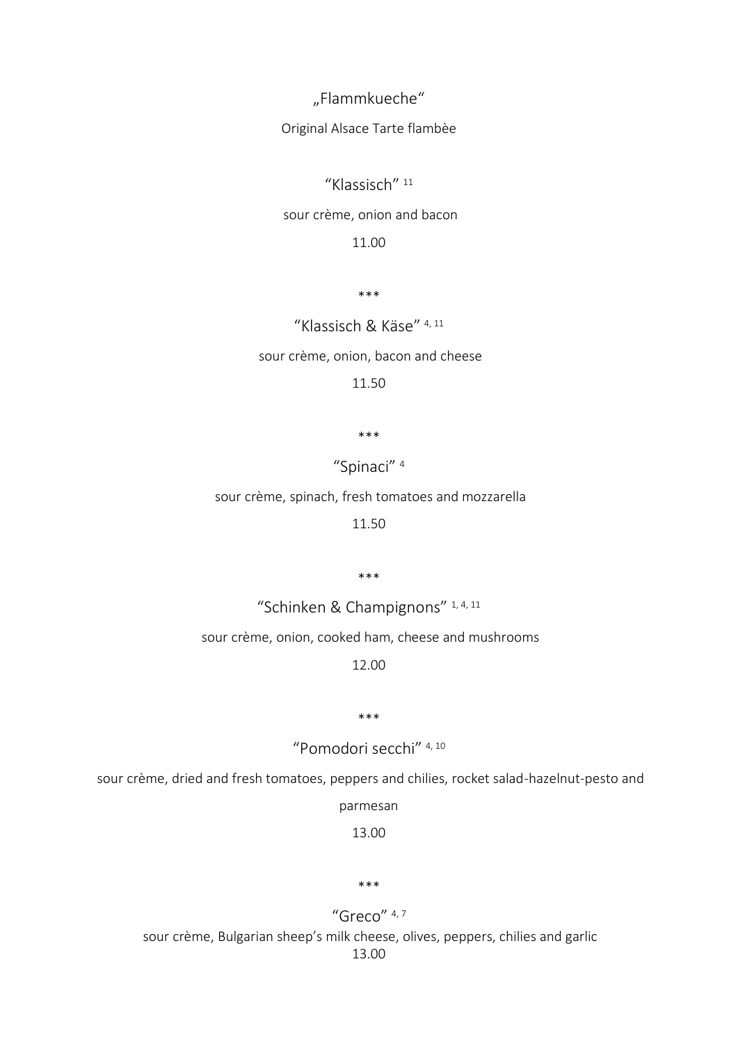# „Flammkueche"

Original Alsace Tarte flambèe

## "Klassisch" [11]

sour crème, onion and bacon

11.00

***

## "Klassisch & Käse" [4, 11]

sour crème, onion, bacon and cheese

11.50

***

## "Spinaci" [4]

sour crème, spinach, fresh tomatoes and mozzarella

11.50

***

## "Schinken & Champignons" [1, 4, 11]

sour crème, onion, cooked ham, cheese and mushrooms

12.00

***

## "Pomodori secchi" [4, 10]

sour crème, dried and fresh tomatoes, peppers and chilies, rocket salad-hazelnut-pesto and parmesan

13.00

***

## "Greco" [4, 7]

sour crème, Bulgarian sheep's milk cheese, olives, peppers, chilies and garlic

13.00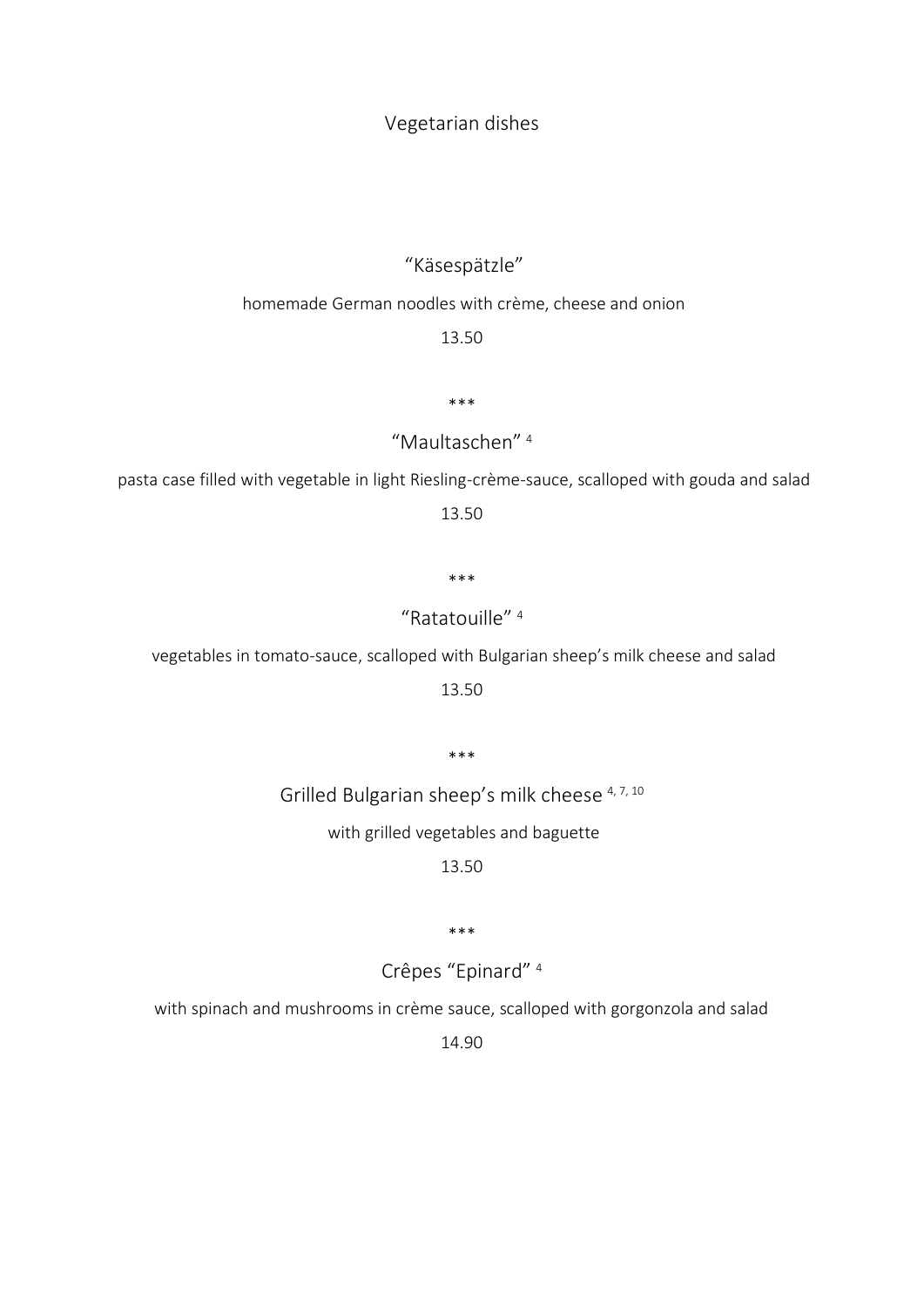# Vegetarian dishes

### "Käsespätzle"

homemade German noodles with crème, cheese and onion

13.50

\*\*\*

### "Maultaschen" [4]

pasta case filled with vegetable in light Riesling-crème-sauce, scalloped with gouda and salad

13.50

\*\*\*

### "Ratatouille" [4]

vegetables in tomato-sauce, scalloped with Bulgarian sheep's milk cheese and salad

13.50

\*\*\*

### Grilled Bulgarian sheep's milk cheese [4, 7, 10]

with grilled vegetables and baguette

13.50

\*\*\*

### Crêpes "Epinard" [4]

with spinach and mushrooms in crème sauce, scalloped with gorgonzola and salad

14.90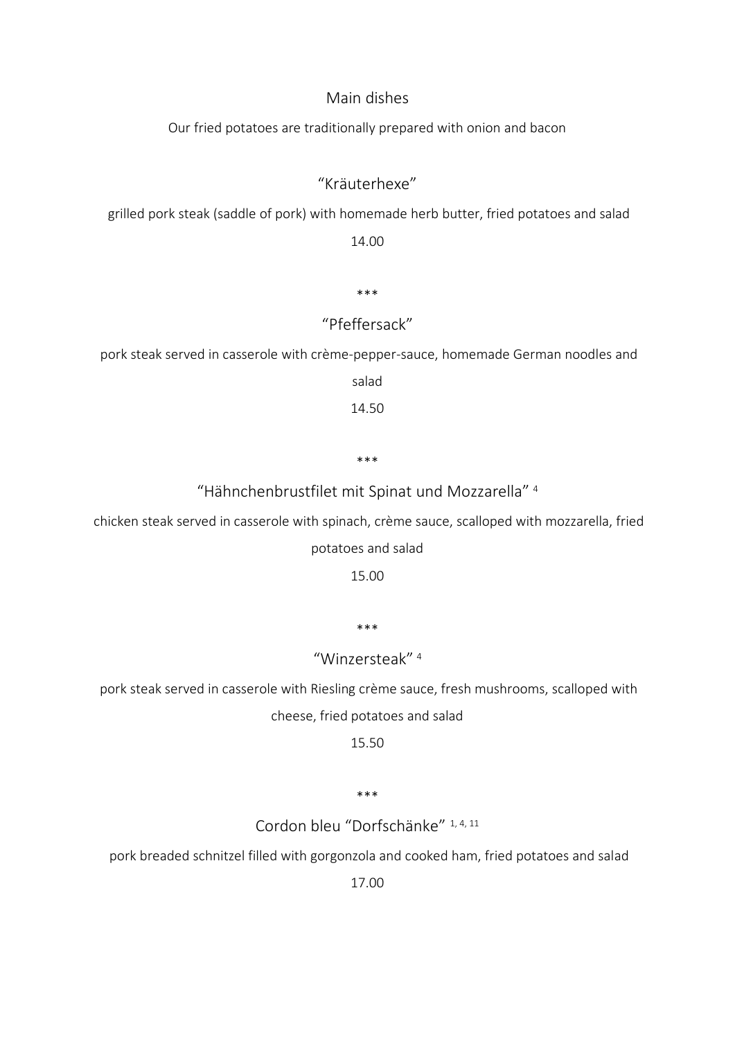## Main dishes

Our fried potatoes are traditionally prepared with onion and bacon

### "Kräuterhexe"

grilled pork steak (saddle of pork) with homemade herb butter, fried potatoes and salad

14.00

***

### "Pfeffersack"

pork steak served in casserole with crème-pepper-sauce, homemade German noodles and salad

14.50

***

### "Hähnchenbrustfilet mit Spinat und Mozzarella" [4]

chicken steak served in casserole with spinach, crème sauce, scalloped with mozzarella, fried potatoes and salad

15.00

***

### "Winzersteak" [4]

pork steak served in casserole with Riesling crème sauce, fresh mushrooms, scalloped with cheese, fried potatoes and salad

15.50

***

### Cordon bleu "Dorfschänke" [1, 4, 11]

pork breaded schnitzel filled with gorgonzola and cooked ham, fried potatoes and salad

17.00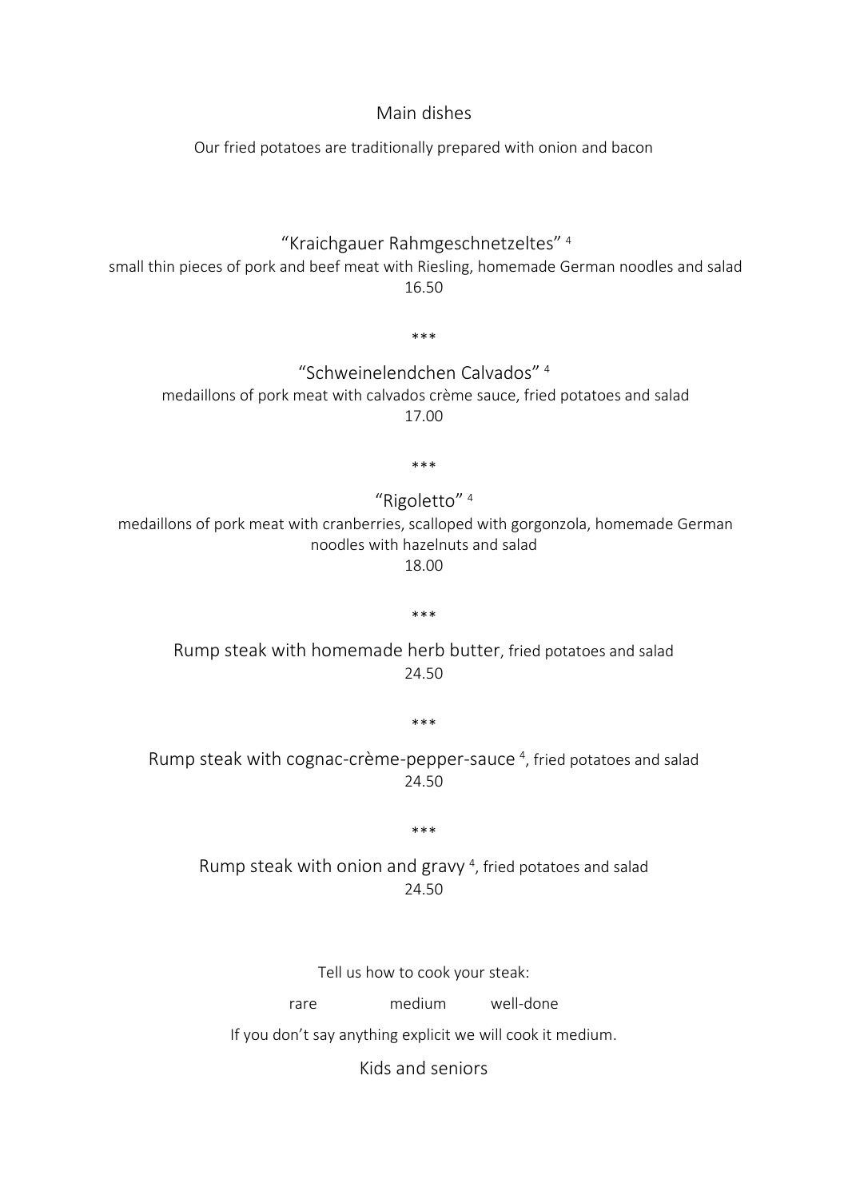## Main dishes

Our fried potatoes are traditionally prepared with onion and bacon

“Kraichgauer Rahmgeschnetzeltes” [4]
small thin pieces of pork and beef meat with Riesling, homemade German noodles and salad
16.50

***

“Schweinelendchen Calvados” [4]
medaillons of pork meat with calvados crème sauce, fried potatoes and salad
17.00

***

“Rigoletto” [4]
medaillons of pork meat with cranberries, scalloped with gorgonzola, homemade German noodles with hazelnuts and salad
18.00

***

Rump steak with homemade herb butter, fried potatoes and salad
24.50

***

Rump steak with cognac-crème-pepper-sauce [4], fried potatoes and salad
24.50

***

Rump steak with onion and gravy [4], fried potatoes and salad
24.50

Tell us how to cook your steak:

rare medium well-done

If you don’t say anything explicit we will cook it medium.

## Kids and seniors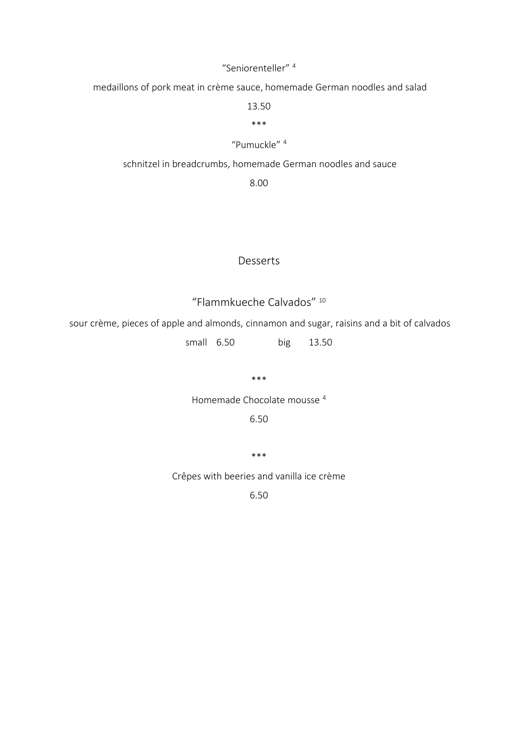"Seniorenteller" [4]

medaillons of pork meat in crème sauce, homemade German noodles and salad

13.50

***

"Pumuckle" [4]

schnitzel in breadcrumbs, homemade German noodles and sauce

8.00

## Desserts

### "Flammkueche Calvados" [10]

sour crème, pieces of apple and almonds, cinnamon and sugar, raisins and a bit of calvados

small 6.50 big 13.50

***

Homemade Chocolate mousse [4]

6.50

***

Crêpes with beeries and vanilla ice crème

6.50